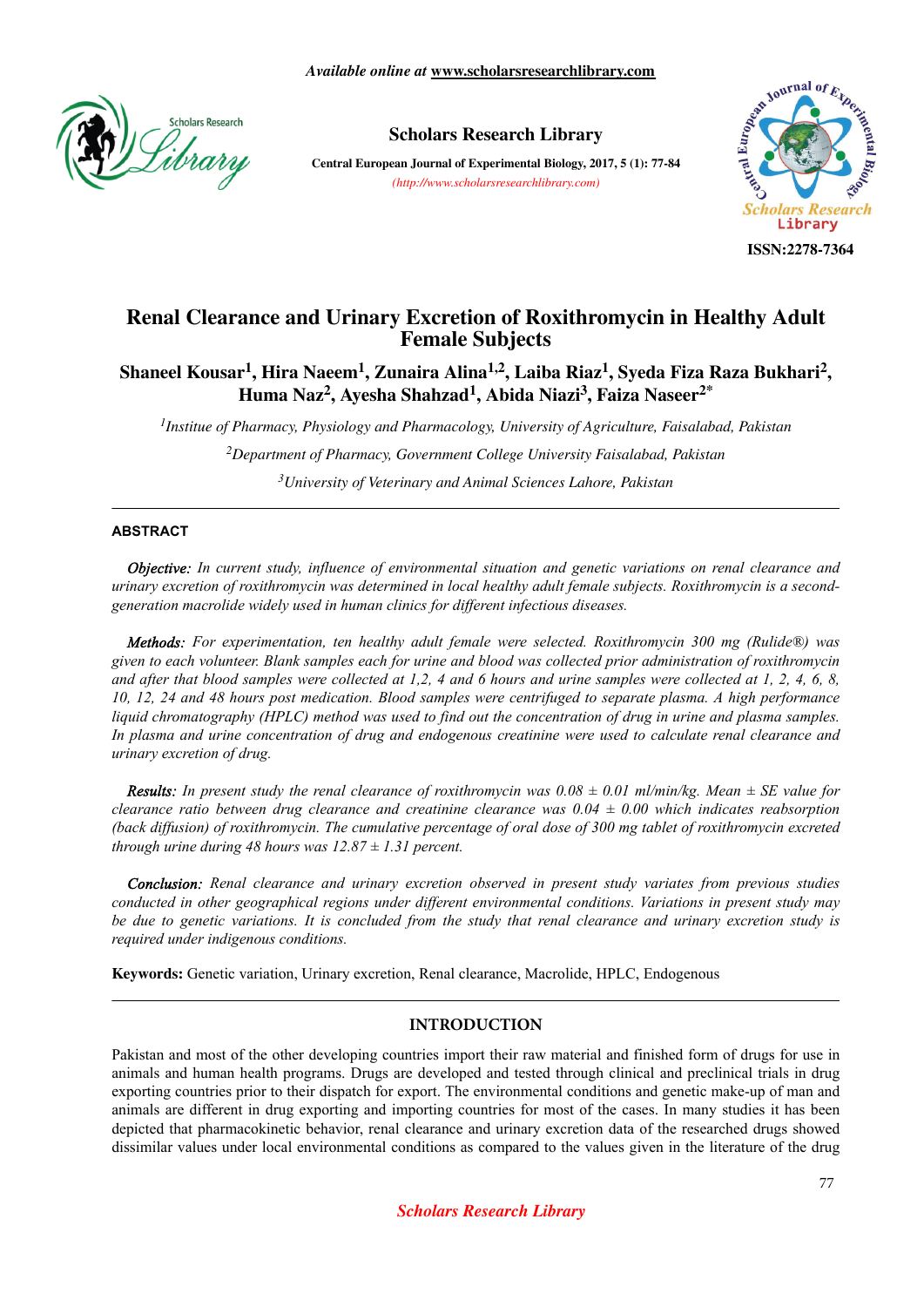# Renal Clearance and Urinary Excretion of Roxithromycin in Healthy Adult Female Subjects

**Shaneel Kousar[1], Hira Naeem[1], Zunaira Alina[1,2], Laiba Riaz[1], Syeda Fiza Raza Bukhari[2], Huma Naz[2], Ayesha Shahzad[1], Abida Niazi[3], Faiza Naseer[2*]**

*[1]Institue of Pharmacy, Physiology and Pharmacology, University of Agriculture, Faisalabad, Pakistan*

*[2]Department of Pharmacy, Government College University Faisalabad, Pakistan*

*[3]University of Veterinary and Animal Sciences Lahore, Pakistan*

---

## ABSTRACT

***Objective:*** *In current study, influence of environmental situation and genetic variations on renal clearance and urinary excretion of roxithromycin was determined in local healthy adult female subjects. Roxithromycin is a second-generation macrolide widely used in human clinics for different infectious diseases.*

***Methods:*** *For experimentation, ten healthy adult female were selected. Roxithromycin 300 mg (Rulide®) was given to each volunteer. Blank samples each for urine and blood was collected prior administration of roxithromycin and after that blood samples were collected at 1,2, 4 and 6 hours and urine samples were collected at 1, 2, 4, 6, 8, 10, 12, 24 and 48 hours post medication. Blood samples were centrifuged to separate plasma. A high performance liquid chromatography (HPLC) method was used to find out the concentration of drug in urine and plasma samples. In plasma and urine concentration of drug and endogenous creatinine were used to calculate renal clearance and urinary excretion of drug.*

***Results:*** *In present study the renal clearance of roxithromycin was 0.08 ± 0.01 ml/min/kg. Mean ± SE value for clearance ratio between drug clearance and creatinine clearance was 0.04 ± 0.00 which indicates reabsorption (back diffusion) of roxithromycin. The cumulative percentage of oral dose of 300 mg tablet of roxithromycin excreted through urine during 48 hours was 12.87 ± 1.31 percent.*

***Conclusion:*** *Renal clearance and urinary excretion observed in present study variates from previous studies conducted in other geographical regions under different environmental conditions. Variations in present study may be due to genetic variations. It is concluded from the study that renal clearance and urinary excretion study is required under indigenous conditions.*

**Keywords:** Genetic variation, Urinary excretion, Renal clearance, Macrolide, HPLC, Endogenous

---

## INTRODUCTION

Pakistan and most of the other developing countries import their raw material and finished form of drugs for use in animals and human health programs. Drugs are developed and tested through clinical and preclinical trials in drug exporting countries prior to their dispatch for export. The environmental conditions and genetic make-up of man and animals are different in drug exporting and importing countries for most of the cases. In many studies it has been depicted that pharmacokinetic behavior, renal clearance and urinary excretion data of the researched drugs showed dissimilar values under local environmental conditions as compared to the values given in the literature of the drug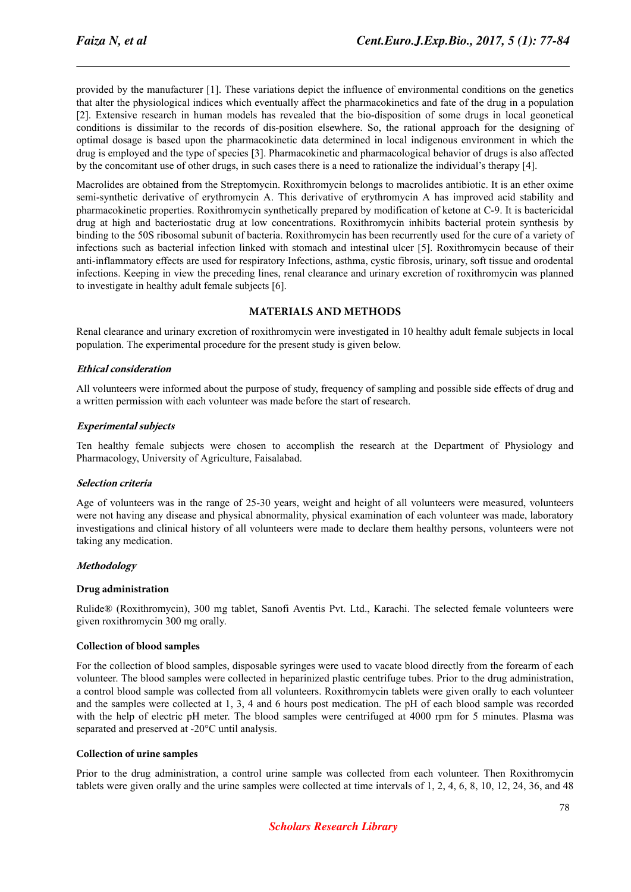provided by the manufacturer [1]. These variations depict the influence of environmental conditions on the genetics that alter the physiological indices which eventually affect the pharmacokinetics and fate of the drug in a population [2]. Extensive research in human models has revealed that the bio-disposition of some drugs in local geonetical conditions is dissimilar to the records of dis-position elsewhere. So, the rational approach for the designing of optimal dosage is based upon the pharmacokinetic data determined in local indigenous environment in which the drug is employed and the type of species [3]. Pharmacokinetic and pharmacological behavior of drugs is also affected by the concomitant use of other drugs, in such cases there is a need to rationalize the individual's therapy [4].

Macrolides are obtained from the Streptomycin. Roxithromycin belongs to macrolides antibiotic. It is an ether oxime semi-synthetic derivative of erythromycin A. This derivative of erythromycin A has improved acid stability and pharmacokinetic properties. Roxithromycin synthetically prepared by modification of ketone at C-9. It is bactericidal drug at high and bacteriostatic drug at low concentrations. Roxithromycin inhibits bacterial protein synthesis by binding to the 50S ribosomal subunit of bacteria. Roxithromycin has been recurrently used for the cure of a variety of infections such as bacterial infection linked with stomach and intestinal ulcer [5]. Roxithromycin because of their anti-inflammatory effects are used for respiratory Infections, asthma, cystic fibrosis, urinary, soft tissue and orodental infections. Keeping in view the preceding lines, renal clearance and urinary excretion of roxithromycin was planned to investigate in healthy adult female subjects [6].

## MATERIALS AND METHODS

Renal clearance and urinary excretion of roxithromycin were investigated in 10 healthy adult female subjects in local population. The experimental procedure for the present study is given below.

### *Ethical consideration*

All volunteers were informed about the purpose of study, frequency of sampling and possible side effects of drug and a written permission with each volunteer was made before the start of research.

### *Experimental subjects*

Ten healthy female subjects were chosen to accomplish the research at the Department of Physiology and Pharmacology, University of Agriculture, Faisalabad.

### *Selection criteria*

Age of volunteers was in the range of 25-30 years, weight and height of all volunteers were measured, volunteers were not having any disease and physical abnormality, physical examination of each volunteer was made, laboratory investigations and clinical history of all volunteers were made to declare them healthy persons, volunteers were not taking any medication.

### *Methodology*

#### Drug administration

Rulide® (Roxithromycin), 300 mg tablet, Sanofi Aventis Pvt. Ltd., Karachi. The selected female volunteers were given roxithromycin 300 mg orally.

#### Collection of blood samples

For the collection of blood samples, disposable syringes were used to vacate blood directly from the forearm of each volunteer. The blood samples were collected in heparinized plastic centrifuge tubes. Prior to the drug administration, a control blood sample was collected from all volunteers. Roxithromycin tablets were given orally to each volunteer and the samples were collected at 1, 3, 4 and 6 hours post medication. The pH of each blood sample was recorded with the help of electric pH meter. The blood samples were centrifuged at 4000 rpm for 5 minutes. Plasma was separated and preserved at -20°C until analysis.

#### Collection of urine samples

Prior to the drug administration, a control urine sample was collected from each volunteer. Then Roxithromycin tablets were given orally and the urine samples were collected at time intervals of 1, 2, 4, 6, 8, 10, 12, 24, 36, and 48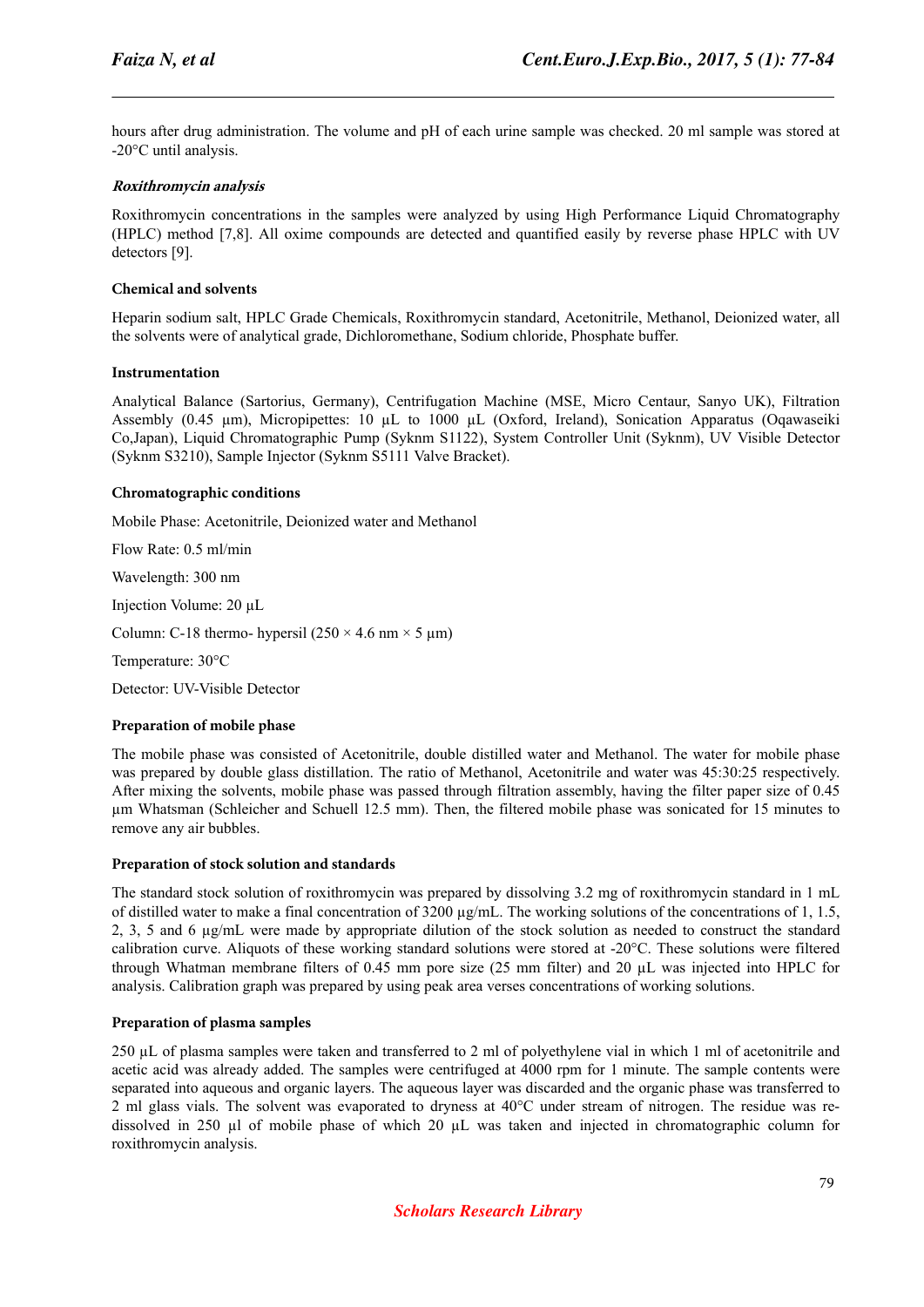hours after drug administration. The volume and pH of each urine sample was checked. 20 ml sample was stored at -20°C until analysis.

### *Roxithromycin analysis*

Roxithromycin concentrations in the samples were analyzed by using High Performance Liquid Chromatography (HPLC) method [7,8]. All oxime compounds are detected and quantified easily by reverse phase HPLC with UV detectors [9].

### Chemical and solvents

Heparin sodium salt, HPLC Grade Chemicals, Roxithromycin standard, Acetonitrile, Methanol, Deionized water, all the solvents were of analytical grade, Dichloromethane, Sodium chloride, Phosphate buffer.

### Instrumentation

Analytical Balance (Sartorius, Germany), Centrifugation Machine (MSE, Micro Centaur, Sanyo UK), Filtration Assembly (0.45 µm), Micropipettes: 10 µL to 1000 µL (Oxford, Ireland), Sonication Apparatus (Oqawaseiki Co,Japan), Liquid Chromatographic Pump (Syknm S1122), System Controller Unit (Syknm), UV Visible Detector (Syknm S3210), Sample Injector (Syknm S5111 Valve Bracket).

### Chromatographic conditions

Mobile Phase: Acetonitrile, Deionized water and Methanol

Flow Rate: 0.5 ml/min

Wavelength: 300 nm

Injection Volume: 20 µL

Column: C-18 thermo- hypersil (250 × 4.6 nm × 5 µm)

Temperature: 30°C

Detector: UV-Visible Detector

### Preparation of mobile phase

The mobile phase was consisted of Acetonitrile, double distilled water and Methanol. The water for mobile phase was prepared by double glass distillation. The ratio of Methanol, Acetonitrile and water was 45:30:25 respectively. After mixing the solvents, mobile phase was passed through filtration assembly, having the filter paper size of 0.45 µm Whatsman (Schleicher and Schuell 12.5 mm). Then, the filtered mobile phase was sonicated for 15 minutes to remove any air bubbles.

### Preparation of stock solution and standards

The standard stock solution of roxithromycin was prepared by dissolving 3.2 mg of roxithromycin standard in 1 mL of distilled water to make a final concentration of 3200 µg/mL. The working solutions of the concentrations of 1, 1.5, 2, 3, 5 and 6 µg/mL were made by appropriate dilution of the stock solution as needed to construct the standard calibration curve. Aliquots of these working standard solutions were stored at -20°C. These solutions were filtered through Whatman membrane filters of 0.45 mm pore size (25 mm filter) and 20 µL was injected into HPLC for analysis. Calibration graph was prepared by using peak area verses concentrations of working solutions.

### Preparation of plasma samples

250 µL of plasma samples were taken and transferred to 2 ml of polyethylene vial in which 1 ml of acetonitrile and acetic acid was already added. The samples were centrifuged at 4000 rpm for 1 minute. The sample contents were separated into aqueous and organic layers. The aqueous layer was discarded and the organic phase was transferred to 2 ml glass vials. The solvent was evaporated to dryness at 40°C under stream of nitrogen. The residue was re-dissolved in 250 µl of mobile phase of which 20 µL was taken and injected in chromatographic column for roxithromycin analysis.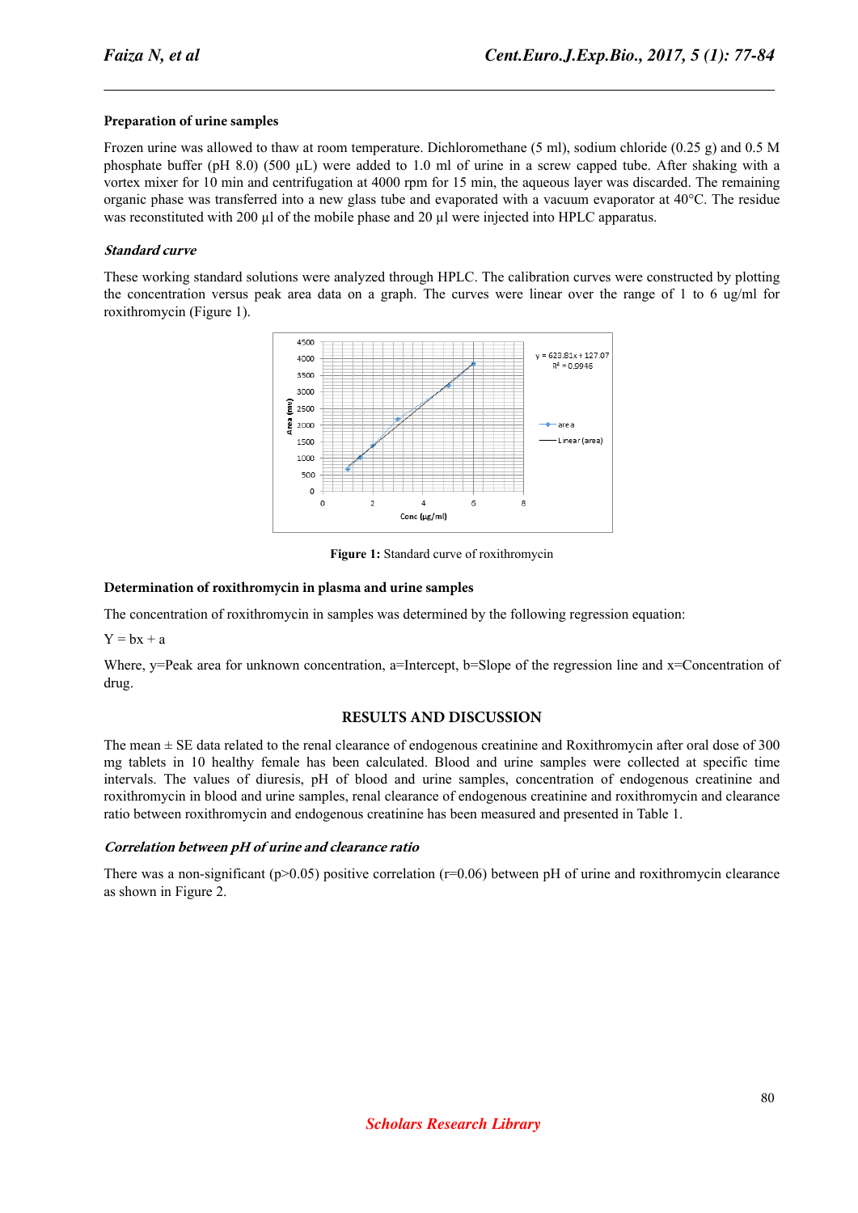**Preparation of urine samples**

Frozen urine was allowed to thaw at room temperature. Dichloromethane (5 ml), sodium chloride (0.25 g) and 0.5 M phosphate buffer (pH 8.0) (500 µL) were added to 1.0 ml of urine in a screw capped tube. After shaking with a vortex mixer for 10 min and centrifugation at 4000 rpm for 15 min, the aqueous layer was discarded. The remaining organic phase was transferred into a new glass tube and evaporated with a vacuum evaporator at 40°C. The residue was reconstituted with 200 µl of the mobile phase and 20 µl were injected into HPLC apparatus.

***Standard curve***

These working standard solutions were analyzed through HPLC. The calibration curves were constructed by plotting the concentration versus peak area data on a graph. The curves were linear over the range of 1 to 6 ug/ml for roxithromycin (Figure 1).

**Figure 1:** Standard curve of roxithromycin

**Determination of roxithromycin in plasma and urine samples**

The concentration of roxithromycin in samples was determined by the following regression equation:

$Y = bx + a$

Where, y=Peak area for unknown concentration, a=Intercept, b=Slope of the regression line and x=Concentration of drug.

## RESULTS AND DISCUSSION

The mean ± SE data related to the renal clearance of endogenous creatinine and Roxithromycin after oral dose of 300 mg tablets in 10 healthy female has been calculated. Blood and urine samples were collected at specific time intervals. The values of diuresis, pH of blood and urine samples, concentration of endogenous creatinine and roxithromycin in blood and urine samples, renal clearance of endogenous creatinine and roxithromycin and clearance ratio between roxithromycin and endogenous creatinine has been measured and presented in Table 1.

***Correlation between pH of urine and clearance ratio***

There was a non-significant ($p>0.05$) positive correlation ($r=0.06$) between pH of urine and roxithromycin clearance as shown in Figure 2.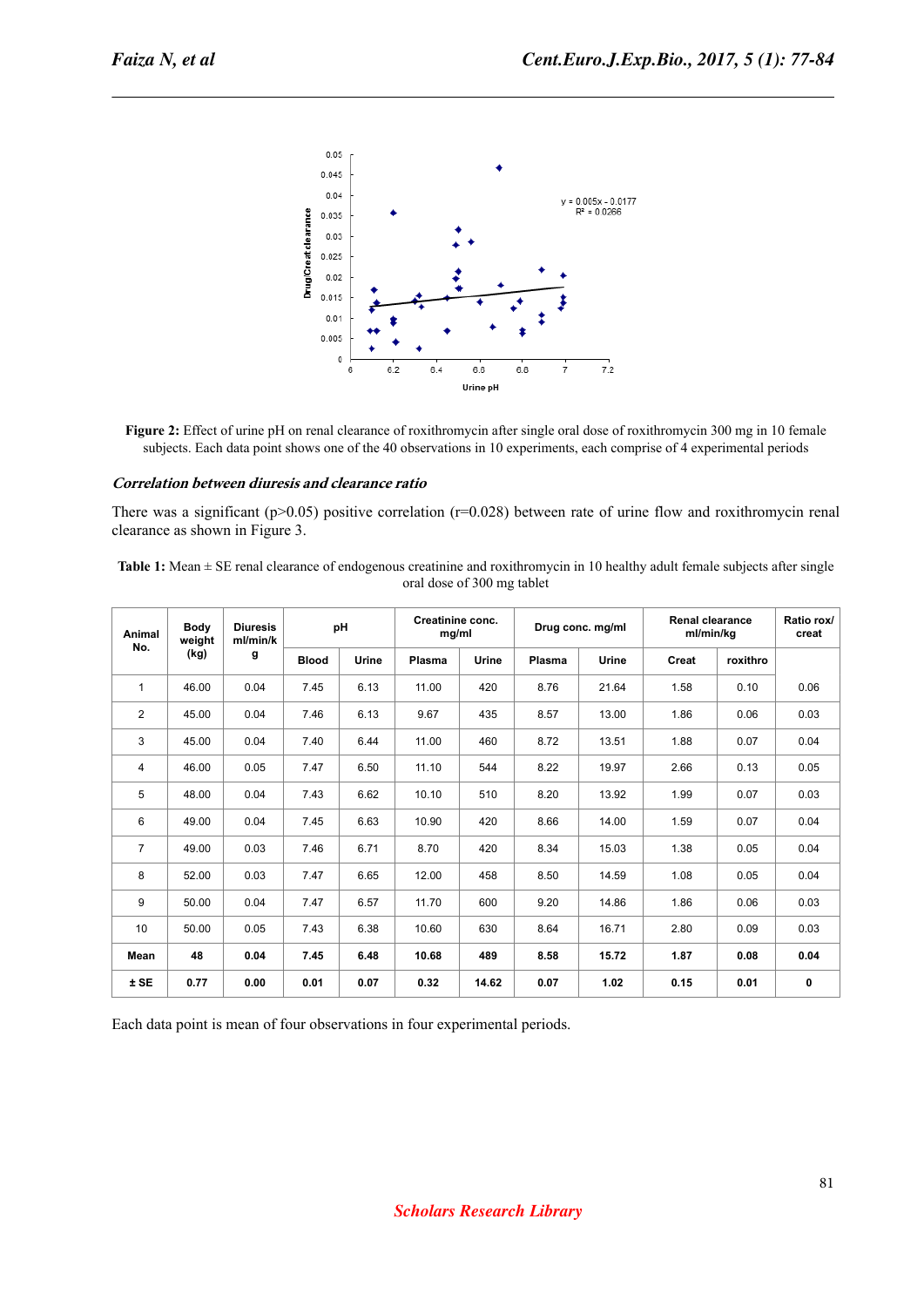**Figure 2:** Effect of urine pH on renal clearance of roxithromycin after single oral dose of roxithromycin 300 mg in 10 female subjects. Each data point shows one of the 40 observations in 10 experiments, each comprise of 4 experimental periods

### *Correlation between diuresis and clearance ratio*

There was a significant (p>0.05) positive correlation (r=0.028) between rate of urine flow and roxithromycin renal clearance as shown in Figure 3.

**Table 1:** Mean ± SE renal clearance of endogenous creatinine and roxithromycin in 10 healthy adult female subjects after single oral dose of 300 mg tablet

| Animal No. | Body weight (kg) | Diuresis ml/min/kg | pH | | Creatinine conc. mg/ml | | Drug conc. mg/ml | | Renal clearance ml/min/kg | | Ratio rox/ creat |
|---|---|---|---|---|---|---|---|---|---|---|---|
| | | | Blood | Urine | Plasma | Urine | Plasma | Urine | Creat | roxithro | |
| 1 | 46.00 | 0.04 | 7.45 | 6.13 | 11.00 | 420 | 8.76 | 21.64 | 1.58 | 0.10 | 0.06 |
| 2 | 45.00 | 0.04 | 7.46 | 6.13 | 9.67 | 435 | 8.57 | 13.00 | 1.86 | 0.06 | 0.03 |
| 3 | 45.00 | 0.04 | 7.40 | 6.44 | 11.00 | 460 | 8.72 | 13.51 | 1.88 | 0.07 | 0.04 |
| 4 | 46.00 | 0.05 | 7.47 | 6.50 | 11.10 | 544 | 8.22 | 19.97 | 2.66 | 0.13 | 0.05 |
| 5 | 48.00 | 0.04 | 7.43 | 6.62 | 10.10 | 510 | 8.20 | 13.92 | 1.99 | 0.07 | 0.03 |
| 6 | 49.00 | 0.04 | 7.45 | 6.63 | 10.90 | 420 | 8.66 | 14.00 | 1.59 | 0.07 | 0.04 |
| 7 | 49.00 | 0.03 | 7.46 | 6.71 | 8.70 | 420 | 8.34 | 15.03 | 1.38 | 0.05 | 0.04 |
| 8 | 52.00 | 0.03 | 7.47 | 6.65 | 12.00 | 458 | 8.50 | 14.59 | 1.08 | 0.05 | 0.04 |
| 9 | 50.00 | 0.04 | 7.47 | 6.57 | 11.70 | 600 | 9.20 | 14.86 | 1.86 | 0.06 | 0.03 |
| 10 | 50.00 | 0.05 | 7.43 | 6.38 | 10.60 | 630 | 8.64 | 16.71 | 2.80 | 0.09 | 0.03 |
| **Mean** | **48** | **0.04** | **7.45** | **6.48** | **10.68** | **489** | **8.58** | **15.72** | **1.87** | **0.08** | **0.04** |
| **± SE** | **0.77** | **0.00** | **0.01** | **0.07** | **0.32** | **14.62** | **0.07** | **1.02** | **0.15** | **0.01** | **0** |

Each data point is mean of four observations in four experimental periods.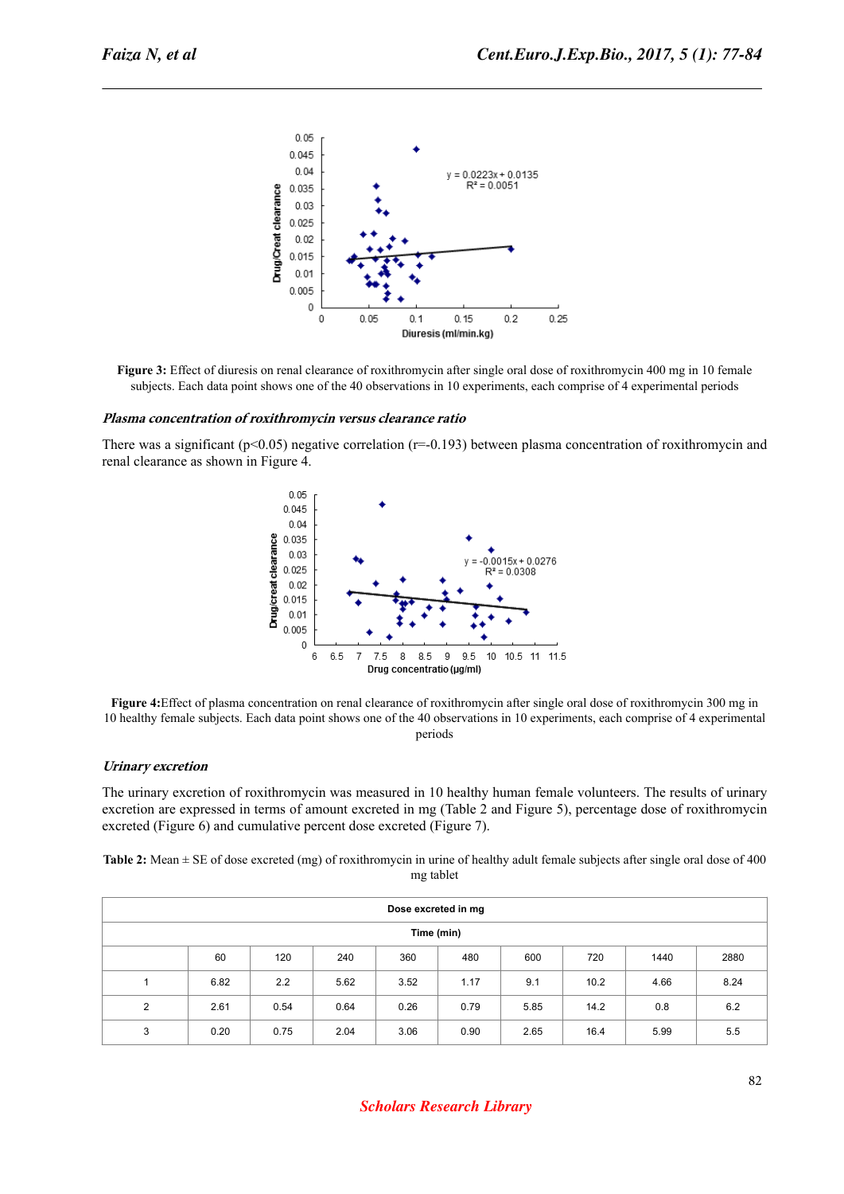Figure 3: Effect of diuresis on renal clearance of roxithromycin after single oral dose of roxithromycin 400 mg in 10 female subjects. Each data point shows one of the 40 observations in 10 experiments, each comprise of 4 experimental periods

### *Plasma concentration of roxithromycin versus clearance ratio*

There was a significant ($p<0.05$) negative correlation ($r=-0.193$) between plasma concentration of roxithromycin and renal clearance as shown in Figure 4.

Figure 4: Effect of plasma concentration on renal clearance of roxithromycin after single oral dose of roxithromycin 300 mg in 10 healthy female subjects. Each data point shows one of the 40 observations in 10 experiments, each comprise of 4 experimental periods

### *Urinary excretion*

The urinary excretion of roxithromycin was measured in 10 healthy human female volunteers. The results of urinary excretion are expressed in terms of amount excreted in mg (Table 2 and Figure 5), percentage dose of roxithromycin excreted (Figure 6) and cumulative percent dose excreted (Figure 7).

**Table 2:** Mean ± SE of dose excreted (mg) of roxithromycin in urine of healthy adult female subjects after single oral dose of 400 mg tablet

| Dose excreted in mg | | | | | | | | | |
|---|---|---|---|---|---|---|---|---|---|
| Time (min) | | | | | | | | | |
| | 60 | 120 | 240 | 360 | 480 | 600 | 720 | 1440 | 2880 |
| 1 | 6.82 | 2.2 | 5.62 | 3.52 | 1.17 | 9.1 | 10.2 | 4.66 | 8.24 |
| 2 | 2.61 | 0.54 | 0.64 | 0.26 | 0.79 | 5.85 | 14.2 | 0.8 | 6.2 |
| 3 | 0.20 | 0.75 | 2.04 | 3.06 | 0.90 | 2.65 | 16.4 | 5.99 | 5.5 |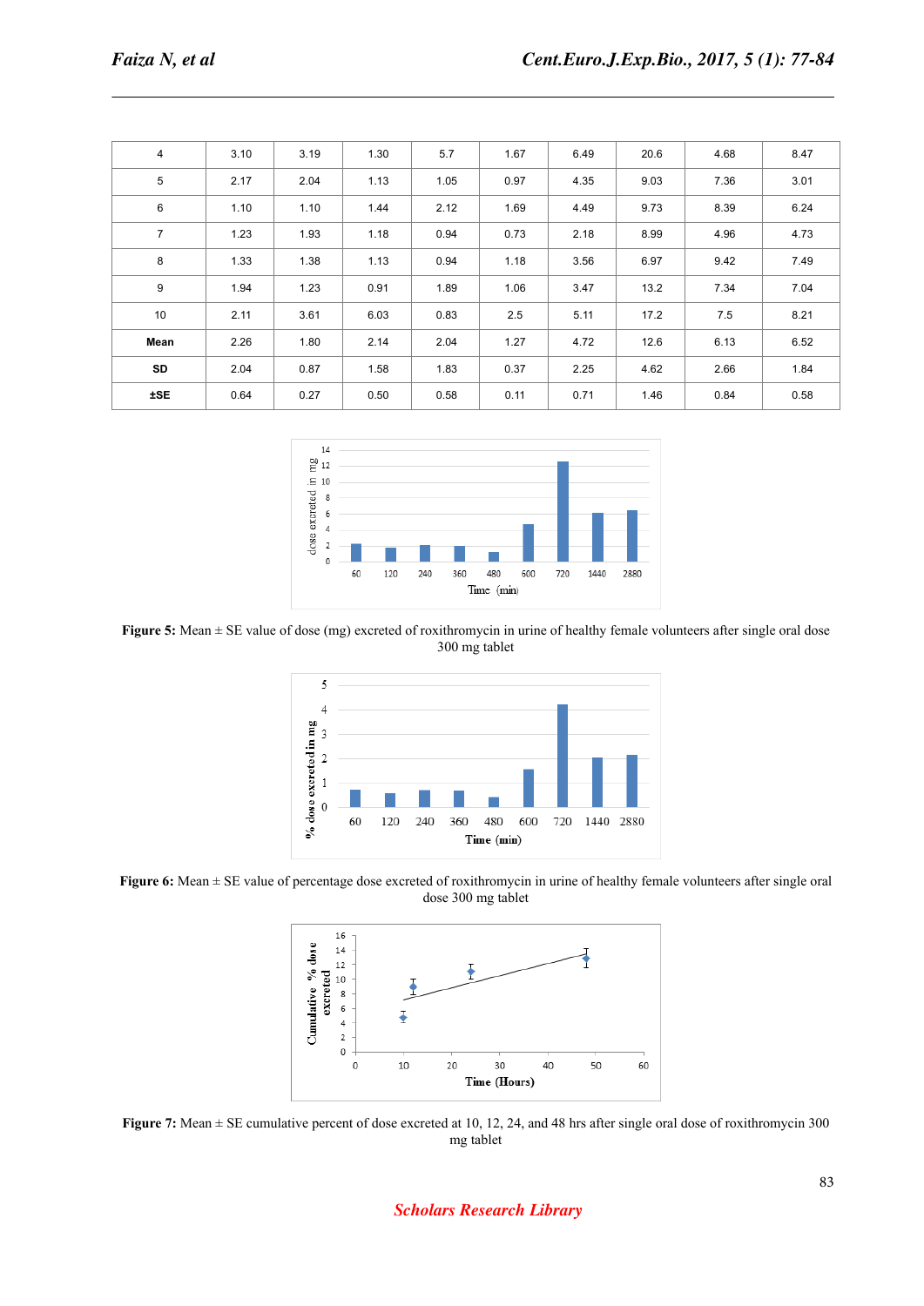| 4 | 3.10 | 3.19 | 1.30 | 5.7 | 1.67 | 6.49 | 20.6 | 4.68 | 8.47 |
|---|---|---|---|---|---|---|---|---|---|
| 5 | 2.17 | 2.04 | 1.13 | 1.05 | 0.97 | 4.35 | 9.03 | 7.36 | 3.01 |
| 6 | 1.10 | 1.10 | 1.44 | 2.12 | 1.69 | 4.49 | 9.73 | 8.39 | 6.24 |
| 7 | 1.23 | 1.93 | 1.18 | 0.94 | 0.73 | 2.18 | 8.99 | 4.96 | 4.73 |
| 8 | 1.33 | 1.38 | 1.13 | 0.94 | 1.18 | 3.56 | 6.97 | 9.42 | 7.49 |
| 9 | 1.94 | 1.23 | 0.91 | 1.89 | 1.06 | 3.47 | 13.2 | 7.34 | 7.04 |
| 10 | 2.11 | 3.61 | 6.03 | 0.83 | 2.5 | 5.11 | 17.2 | 7.5 | 8.21 |
| **Mean** | 2.26 | 1.80 | 2.14 | 2.04 | 1.27 | 4.72 | 12.6 | 6.13 | 6.52 |
| **SD** | 2.04 | 0.87 | 1.58 | 1.83 | 0.37 | 2.25 | 4.62 | 2.66 | 1.84 |
| **±SE** | 0.64 | 0.27 | 0.50 | 0.58 | 0.11 | 0.71 | 1.46 | 0.84 | 0.58 |

**Figure 5:** Mean ± SE value of dose (mg) excreted of roxithromycin in urine of healthy female volunteers after single oral dose 300 mg tablet

**Figure 6:** Mean ± SE value of percentage dose excreted of roxithromycin in urine of healthy female volunteers after single oral dose 300 mg tablet

**Figure 7:** Mean ± SE cumulative percent of dose excreted at 10, 12, 24, and 48 hrs after single oral dose of roxithromycin 300 mg tablet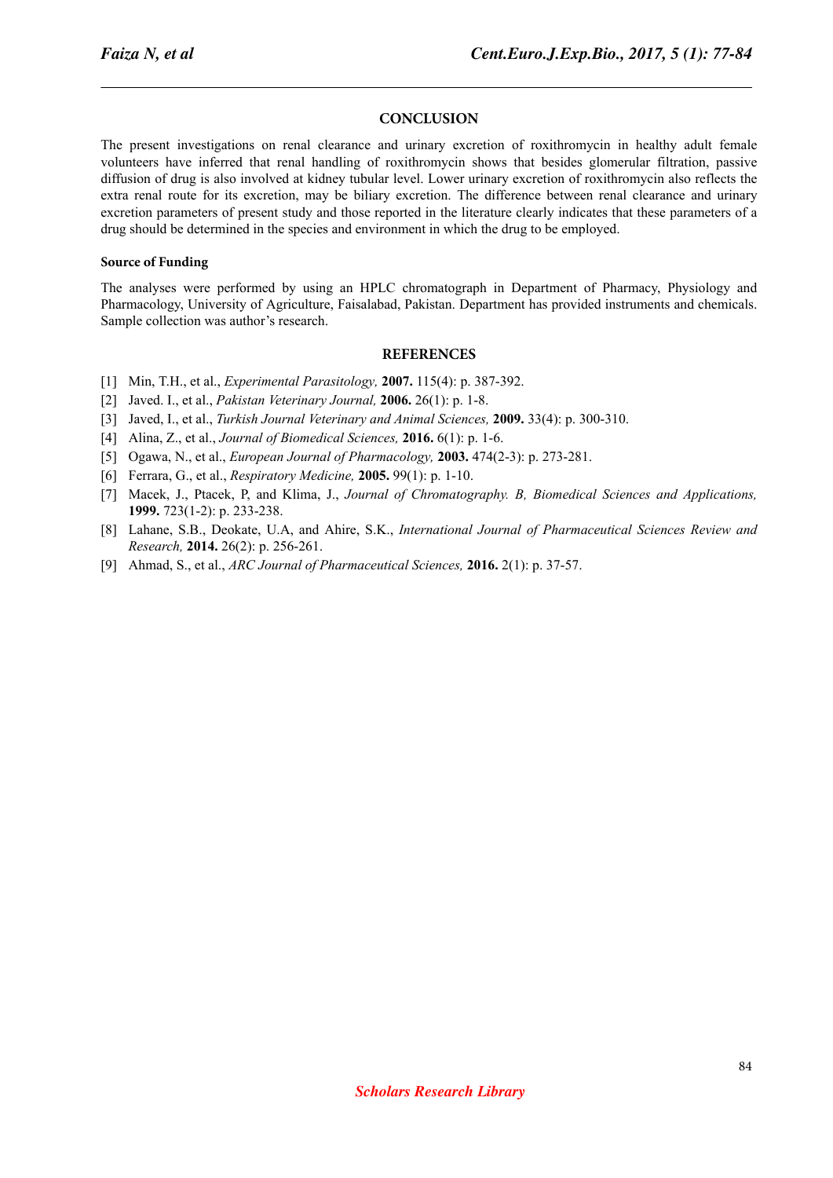## CONCLUSION

The present investigations on renal clearance and urinary excretion of roxithromycin in healthy adult female volunteers have inferred that renal handling of roxithromycin shows that besides glomerular filtration, passive diffusion of drug is also involved at kidney tubular level. Lower urinary excretion of roxithromycin also reflects the extra renal route for its excretion, may be biliary excretion. The difference between renal clearance and urinary excretion parameters of present study and those reported in the literature clearly indicates that these parameters of a drug should be determined in the species and environment in which the drug to be employed.

### Source of Funding

The analyses were performed by using an HPLC chromatograph in Department of Pharmacy, Physiology and Pharmacology, University of Agriculture, Faisalabad, Pakistan. Department has provided instruments and chemicals. Sample collection was author's research.

## REFERENCES

[1] Min, T.H., et al., *Experimental Parasitology,* **2007.** 115(4): p. 387-392.

[2] Javed. I., et al., *Pakistan Veterinary Journal,* **2006.** 26(1): p. 1-8.

[3] Javed, I., et al., *Turkish Journal Veterinary and Animal Sciences,* **2009.** 33(4): p. 300-310.

[4] Alina, Z., et al., *Journal of Biomedical Sciences,* **2016.** 6(1): p. 1-6.

[5] Ogawa, N., et al., *European Journal of Pharmacology,* **2003.** 474(2-3): p. 273-281.

[6] Ferrara, G., et al., *Respiratory Medicine,* **2005.** 99(1): p. 1-10.

[7] Macek, J., Ptacek, P, and Klima, J., *Journal of Chromatography. B, Biomedical Sciences and Applications,* **1999.** 723(1-2): p. 233-238.

[8] Lahane, S.B., Deokate, U.A, and Ahire, S.K., *International Journal of Pharmaceutical Sciences Review and Research,* **2014.** 26(2): p. 256-261.

[9] Ahmad, S., et al., *ARC Journal of Pharmaceutical Sciences,* **2016.** 2(1): p. 37-57.